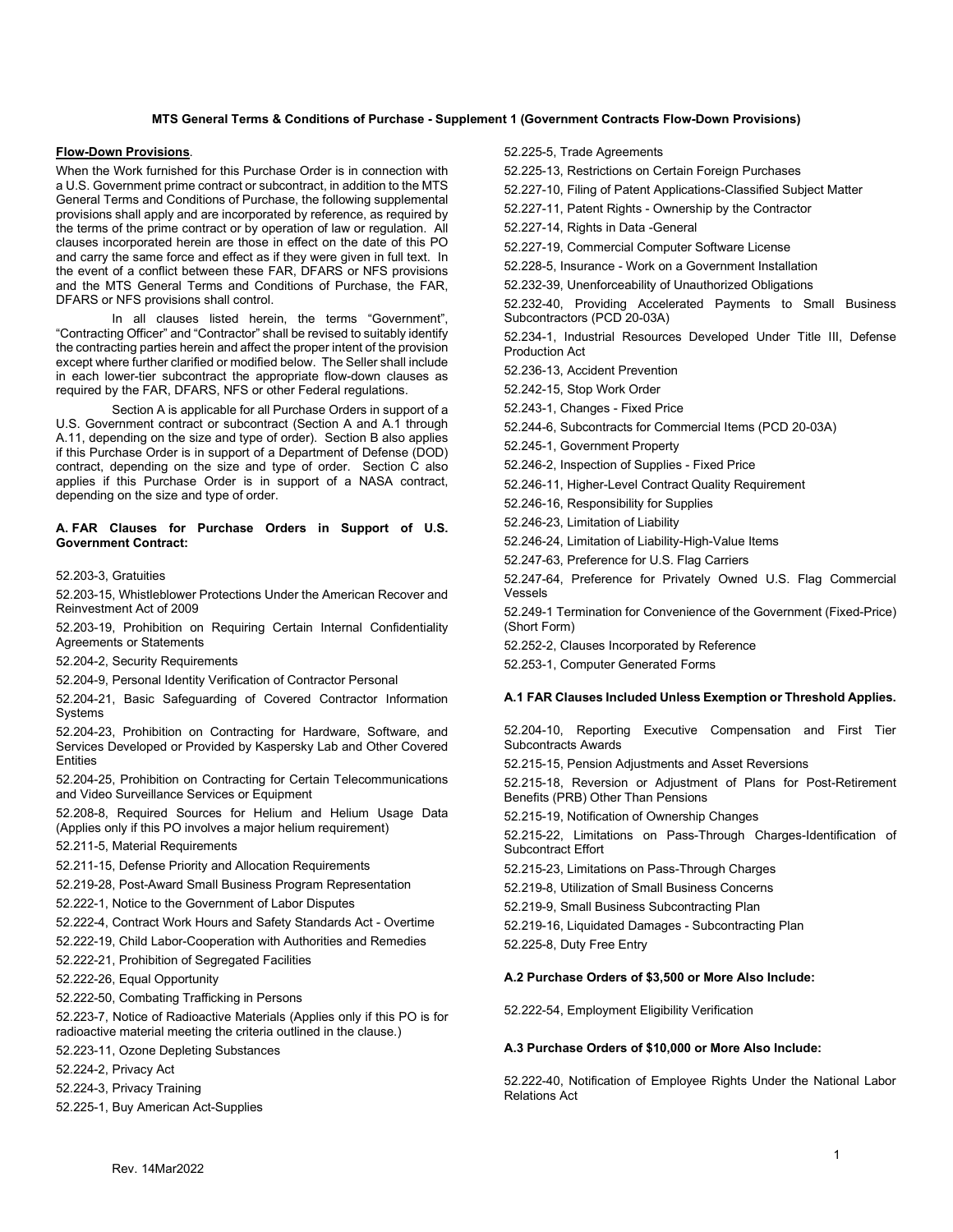# MTS General Terms & Conditions of Purchase - Supplement 1 (Government Contracts Flow-Down Provisions)

**Flow-Down Provisions**.

When the Work furnished for this Purchase Order is in connection with a U.S. Government prime contract or subcontract, in addition to the MTS General Terms and Conditions of Purchase, the following supplemental provisions shall apply and are incorporated by reference, as required by the terms of the prime contract or by operation of law or regulation. All clauses incorporated herein are those in effect on the date of this PO and carry the same force and effect as if they were given in full text. In the event of a conflict between these FAR, DFARS or NFS provisions and the MTS General Terms and Conditions of Purchase, the FAR, DFARS or NFS provisions shall control.

In all clauses listed herein, the terms "Government", "Contracting Officer" and "Contractor" shall be revised to suitably identify the contracting parties herein and affect the proper intent of the provision except where further clarified or modified below. The Seller shall include in each lower-tier subcontract the appropriate flow-down clauses as required by the FAR, DFARS, NFS or other Federal regulations.

Section A is applicable for all Purchase Orders in support of a U.S. Government contract or subcontract (Section A and A.1 through A.11, depending on the size and type of order). Section B also applies if this Purchase Order is in support of a Department of Defense (DOD) contract, depending on the size and type of order. Section C also applies if this Purchase Order is in support of a NASA contract, depending on the size and type of order.

### A. FAR Clauses for Purchase Orders in Support of U.S. Government Contract:

52.203-3, Gratuities

52.203-15, Whistleblower Protections Under the American Recover and Reinvestment Act of 2009

52.203-19, Prohibition on Requiring Certain Internal Confidentiality Agreements or Statements

52.204-2, Security Requirements

52.204-9, Personal Identity Verification of Contractor Personal

52.204-21, Basic Safeguarding of Covered Contractor Information Systems

52.204-23, Prohibition on Contracting for Hardware, Software, and Services Developed or Provided by Kaspersky Lab and Other Covered Entities

52.204-25, Prohibition on Contracting for Certain Telecommunications and Video Surveillance Services or Equipment

52.208-8, Required Sources for Helium and Helium Usage Data (Applies only if this PO involves a major helium requirement)

52.211-5, Material Requirements

52.211-15, Defense Priority and Allocation Requirements

52.219-28, Post-Award Small Business Program Representation

52.222-1, Notice to the Government of Labor Disputes

52.222-4, Contract Work Hours and Safety Standards Act - Overtime

52.222-19, Child Labor-Cooperation with Authorities and Remedies

52.222-21, Prohibition of Segregated Facilities

52.222-26, Equal Opportunity

52.222-50, Combating Trafficking in Persons

52.223-7, Notice of Radioactive Materials (Applies only if this PO is for radioactive material meeting the criteria outlined in the clause.)

52.223-11, Ozone Depleting Substances

52.224-2, Privacy Act

52.224-3, Privacy Training

52.225-1, Buy American Act-Supplies

52.225-5, Trade Agreements

52.225-13, Restrictions on Certain Foreign Purchases

52.227-10, Filing of Patent Applications-Classified Subject Matter

52.227-11, Patent Rights - Ownership by the Contractor

52.227-14, Rights in Data -General

52.227-19, Commercial Computer Software License

52.228-5, Insurance - Work on a Government Installation

52.232-39, Unenforceability of Unauthorized Obligations

52.232-40, Providing Accelerated Payments to Small Business Subcontractors (PCD 20-03A)

52.234-1, Industrial Resources Developed Under Title III, Defense Production Act

52.236-13, Accident Prevention

52.242-15, Stop Work Order

52.243-1, Changes - Fixed Price

52.244-6, Subcontracts for Commercial Items (PCD 20-03A)

52.245-1, Government Property

52.246-2, Inspection of Supplies - Fixed Price

52.246-11, Higher-Level Contract Quality Requirement

52.246-16, Responsibility for Supplies

52.246-23, Limitation of Liability

52.246-24, Limitation of Liability-High-Value Items

52.247-63, Preference for U.S. Flag Carriers

52.247-64, Preference for Privately Owned U.S. Flag Commercial Vessels

52.249-1 Termination for Convenience of the Government (Fixed-Price) (Short Form)

52.252-2, Clauses Incorporated by Reference

52.253-1, Computer Generated Forms

### A.1 FAR Clauses Included Unless Exemption or Threshold Applies.

52.204-10, Reporting Executive Compensation and First Tier Subcontracts Awards

52.215-15, Pension Adjustments and Asset Reversions

52.215-18, Reversion or Adjustment of Plans for Post-Retirement Benefits (PRB) Other Than Pensions

52.215-19, Notification of Ownership Changes

52.215-22, Limitations on Pass-Through Charges-Identification of Subcontract Effort

52.215-23, Limitations on Pass-Through Charges

52.219-8, Utilization of Small Business Concerns

52.219-9, Small Business Subcontracting Plan

52.219-16, Liquidated Damages - Subcontracting Plan

52.225-8, Duty Free Entry

### A.2 Purchase Orders of $3,500 or More Also Include:

52.222-54, Employment Eligibility Verification

### A.3 Purchase Orders of $10,000 or More Also Include:

52.222-40, Notification of Employee Rights Under the National Labor Relations Act

Rev. 14Mar2022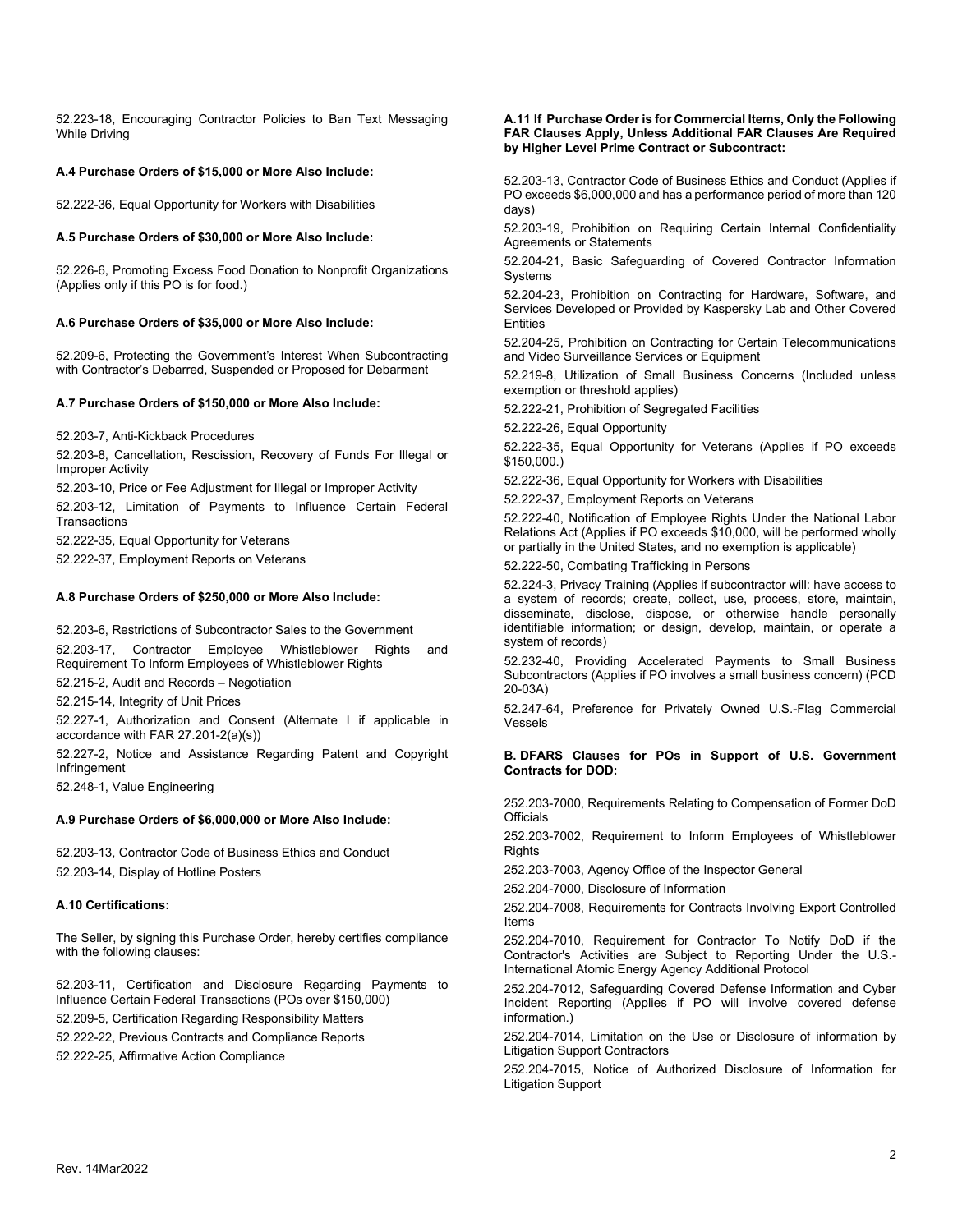52.223-18, Encouraging Contractor Policies to Ban Text Messaging While Driving

**A.4 Purchase Orders of $15,000 or More Also Include:**

52.222-36, Equal Opportunity for Workers with Disabilities

**A.5 Purchase Orders of $30,000 or More Also Include:**

52.226-6, Promoting Excess Food Donation to Nonprofit Organizations (Applies only if this PO is for food.)

**A.6 Purchase Orders of $35,000 or More Also Include:**

52.209-6, Protecting the Government's Interest When Subcontracting with Contractor's Debarred, Suspended or Proposed for Debarment

**A.7 Purchase Orders of $150,000 or More Also Include:**

52.203-7, Anti-Kickback Procedures

52.203-8, Cancellation, Rescission, Recovery of Funds For Illegal or Improper Activity

52.203-10, Price or Fee Adjustment for Illegal or Improper Activity

52.203-12, Limitation of Payments to Influence Certain Federal Transactions

52.222-35, Equal Opportunity for Veterans

52.222-37, Employment Reports on Veterans

**A.8 Purchase Orders of $250,000 or More Also Include:**

52.203-6, Restrictions of Subcontractor Sales to the Government

52.203-17, Contractor Employee Whistleblower Rights and Requirement To Inform Employees of Whistleblower Rights

52.215-2, Audit and Records – Negotiation

52.215-14, Integrity of Unit Prices

52.227-1, Authorization and Consent (Alternate I if applicable in accordance with FAR 27.201-2(a)(s))

52.227-2, Notice and Assistance Regarding Patent and Copyright Infringement

52.248-1, Value Engineering

**A.9 Purchase Orders of $6,000,000 or More Also Include:**

52.203-13, Contractor Code of Business Ethics and Conduct

52.203-14, Display of Hotline Posters

**A.10 Certifications:**

The Seller, by signing this Purchase Order, hereby certifies compliance with the following clauses:

52.203-11, Certification and Disclosure Regarding Payments to Influence Certain Federal Transactions (POs over $150,000)

52.209-5, Certification Regarding Responsibility Matters

52.222-22, Previous Contracts and Compliance Reports

52.222-25, Affirmative Action Compliance

**A.11 If Purchase Order is for Commercial Items, Only the Following FAR Clauses Apply, Unless Additional FAR Clauses Are Required by Higher Level Prime Contract or Subcontract:**

52.203-13, Contractor Code of Business Ethics and Conduct (Applies if PO exceeds $6,000,000 and has a performance period of more than 120 days)

52.203-19, Prohibition on Requiring Certain Internal Confidentiality Agreements or Statements

52.204-21, Basic Safeguarding of Covered Contractor Information Systems

52.204-23, Prohibition on Contracting for Hardware, Software, and Services Developed or Provided by Kaspersky Lab and Other Covered Entities

52.204-25, Prohibition on Contracting for Certain Telecommunications and Video Surveillance Services or Equipment

52.219-8, Utilization of Small Business Concerns (Included unless exemption or threshold applies)

52.222-21, Prohibition of Segregated Facilities

52.222-26, Equal Opportunity

52.222-35, Equal Opportunity for Veterans (Applies if PO exceeds $150,000.)

52.222-36, Equal Opportunity for Workers with Disabilities

52.222-37, Employment Reports on Veterans

52.222-40, Notification of Employee Rights Under the National Labor Relations Act (Applies if PO exceeds $10,000, will be performed wholly or partially in the United States, and no exemption is applicable)

52.222-50, Combating Trafficking in Persons

52.224-3, Privacy Training (Applies if subcontractor will: have access to a system of records; create, collect, use, process, store, maintain, disseminate, disclose, dispose, or otherwise handle personally identifiable information; or design, develop, maintain, or operate a system of records)

52.232-40, Providing Accelerated Payments to Small Business Subcontractors (Applies if PO involves a small business concern) (PCD 20-03A)

52.247-64, Preference for Privately Owned U.S.-Flag Commercial Vessels

**B. DFARS Clauses for POs in Support of U.S. Government Contracts for DOD:**

252.203-7000, Requirements Relating to Compensation of Former DoD Officials

252.203-7002, Requirement to Inform Employees of Whistleblower Rights

252.203-7003, Agency Office of the Inspector General

252.204-7000, Disclosure of Information

252.204-7008, Requirements for Contracts Involving Export Controlled Items

252.204-7010, Requirement for Contractor To Notify DoD if the Contractor's Activities are Subject to Reporting Under the U.S.-International Atomic Energy Agency Additional Protocol

252.204-7012, Safeguarding Covered Defense Information and Cyber Incident Reporting (Applies if PO will involve covered defense information.)

252.204-7014, Limitation on the Use or Disclosure of information by Litigation Support Contractors

252.204-7015, Notice of Authorized Disclosure of Information for Litigation Support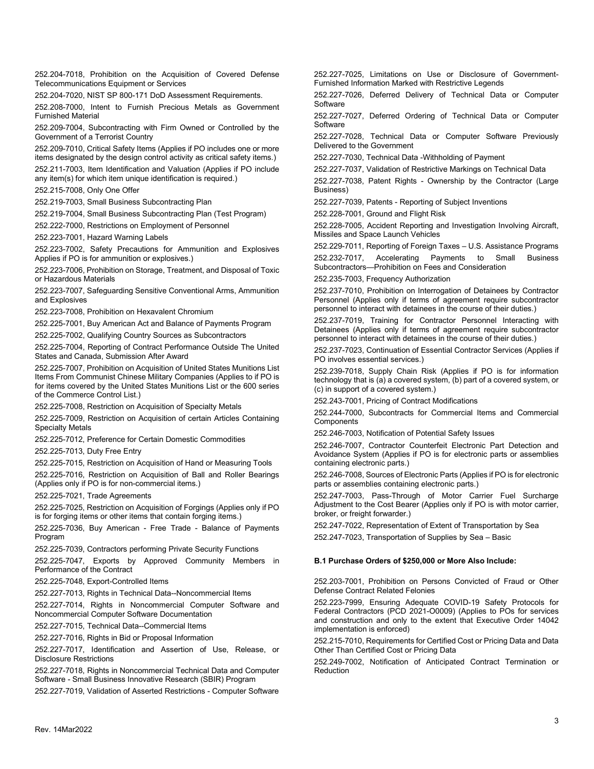252.204-7018, Prohibition on the Acquisition of Covered Defense Telecommunications Equipment or Services

252.204-7020, NIST SP 800-171 DoD Assessment Requirements.

252.208-7000, Intent to Furnish Precious Metals as Government Furnished Material

252.209-7004, Subcontracting with Firm Owned or Controlled by the Government of a Terrorist Country

252.209-7010, Critical Safety Items (Applies if PO includes one or more items designated by the design control activity as critical safety items.)

252.211-7003, Item Identification and Valuation (Applies if PO include any item(s) for which item unique identification is required.)

252.215-7008, Only One Offer

252.219-7003, Small Business Subcontracting Plan

252.219-7004, Small Business Subcontracting Plan (Test Program)

252.222-7000, Restrictions on Employment of Personnel

252.223-7001, Hazard Warning Labels

252.223-7002, Safety Precautions for Ammunition and Explosives Applies if PO is for ammunition or explosives.)

252.223-7006, Prohibition on Storage, Treatment, and Disposal of Toxic or Hazardous Materials

252.223-7007, Safeguarding Sensitive Conventional Arms, Ammunition and Explosives

252.223-7008, Prohibition on Hexavalent Chromium

252.225-7001, Buy American Act and Balance of Payments Program

252.225-7002, Qualifying Country Sources as Subcontractors

252.225-7004, Reporting of Contract Performance Outside The United States and Canada, Submission After Award

252.225-7007, Prohibition on Acquisition of United States Munitions List Items From Communist Chinese Military Companies (Applies to if PO is for items covered by the United States Munitions List or the 600 series of the Commerce Control List.)

252.225-7008, Restriction on Acquisition of Specialty Metals

252.225-7009, Restriction on Acquisition of certain Articles Containing Specialty Metals

252.225-7012, Preference for Certain Domestic Commodities

252.225-7013, Duty Free Entry

252.225-7015, Restriction on Acquisition of Hand or Measuring Tools

252.225-7016, Restriction on Acquisition of Ball and Roller Bearings (Applies only if PO is for non-commercial items.)

252.225-7021, Trade Agreements

252.225-7025, Restriction on Acquisition of Forgings (Applies only if PO is for forging items or other items that contain forging items.)

252.225-7036, Buy American - Free Trade - Balance of Payments Program

252.225-7039, Contractors performing Private Security Functions

252.225-7047, Exports by Approved Community Members in Performance of the Contract

252.225-7048, Export-Controlled Items

252.227-7013, Rights in Technical Data--Noncommercial Items

252.227-7014, Rights in Noncommercial Computer Software and Noncommercial Computer Software Documentation

252.227-7015, Technical Data--Commercial Items

252.227-7016, Rights in Bid or Proposal Information

252.227-7017, Identification and Assertion of Use, Release, or Disclosure Restrictions

252.227-7018, Rights in Noncommercial Technical Data and Computer Software - Small Business Innovative Research (SBIR) Program

252.227-7019, Validation of Asserted Restrictions - Computer Software

252.227-7025, Limitations on Use or Disclosure of Government-Furnished Information Marked with Restrictive Legends

252.227-7026, Deferred Delivery of Technical Data or Computer Software

252.227-7027, Deferred Ordering of Technical Data or Computer Software

252.227-7028, Technical Data or Computer Software Previously Delivered to the Government

252.227-7030, Technical Data -Withholding of Payment

252.227-7037, Validation of Restrictive Markings on Technical Data

252.227-7038, Patent Rights - Ownership by the Contractor (Large Business)

252.227-7039, Patents - Reporting of Subject Inventions

252.228-7001, Ground and Flight Risk

252.228-7005, Accident Reporting and Investigation Involving Aircraft, Missiles and Space Launch Vehicles

252.229-7011, Reporting of Foreign Taxes – U.S. Assistance Programs

252.232-7017, Accelerating Payments to Small Business Subcontractors—Prohibition on Fees and Consideration

252.235-7003, Frequency Authorization

252.237-7010, Prohibition on Interrogation of Detainees by Contractor Personnel (Applies only if terms of agreement require subcontractor personnel to interact with detainees in the course of their duties.)

252.237-7019, Training for Contractor Personnel Interacting with Detainees (Applies only if terms of agreement require subcontractor personnel to interact with detainees in the course of their duties.)

252.237-7023, Continuation of Essential Contractor Services (Applies if PO involves essential services.)

252.239-7018, Supply Chain Risk (Applies if PO is for information technology that is (a) a covered system, (b) part of a covered system, or (c) in support of a covered system.)

252.243-7001, Pricing of Contract Modifications

252.244-7000, Subcontracts for Commercial Items and Commercial Components

252.246-7003, Notification of Potential Safety Issues

252.246-7007, Contractor Counterfeit Electronic Part Detection and Avoidance System (Applies if PO is for electronic parts or assemblies containing electronic parts.)

252.246-7008, Sources of Electronic Parts (Applies if PO is for electronic parts or assemblies containing electronic parts.)

252.247-7003, Pass-Through of Motor Carrier Fuel Surcharge Adjustment to the Cost Bearer (Applies only if PO is with motor carrier, broker, or freight forwarder.)

252.247-7022, Representation of Extent of Transportation by Sea

252.247-7023, Transportation of Supplies by Sea – Basic

**B.1 Purchase Orders of $250,000 or More Also Include:**

252.203-7001, Prohibition on Persons Convicted of Fraud or Other Defense Contract Related Felonies

252.223-7999, Ensuring Adequate COVID-19 Safety Protocols for Federal Contractors (PCD 2021-O0009) (Applies to POs for services and construction and only to the extent that Executive Order 14042 implementation is enforced)

252.215-7010, Requirements for Certified Cost or Pricing Data and Data Other Than Certified Cost or Pricing Data

252.249-7002, Notification of Anticipated Contract Termination or Reduction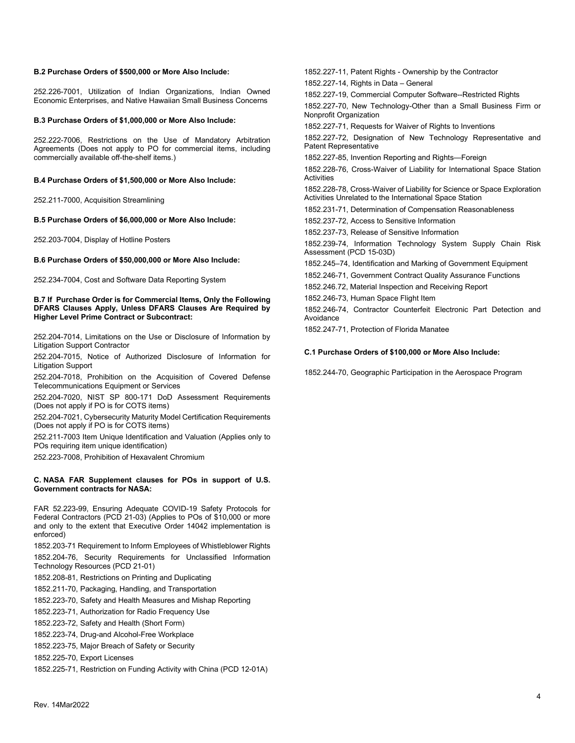**B.2 Purchase Orders of $500,000 or More Also Include:**

252.226-7001, Utilization of Indian Organizations, Indian Owned Economic Enterprises, and Native Hawaiian Small Business Concerns

**B.3 Purchase Orders of $1,000,000 or More Also Include:**

252.222-7006, Restrictions on the Use of Mandatory Arbitration Agreements (Does not apply to PO for commercial items, including commercially available off-the-shelf items.)

**B.4 Purchase Orders of $1,500,000 or More Also Include:**

252.211-7000, Acquisition Streamlining

**B.5 Purchase Orders of $6,000,000 or More Also Include:**

252.203-7004, Display of Hotline Posters

**B.6 Purchase Orders of $50,000,000 or More Also Include:**

252.234-7004, Cost and Software Data Reporting System

**B.7 If Purchase Order is for Commercial Items, Only the Following DFARS Clauses Apply, Unless DFARS Clauses Are Required by Higher Level Prime Contract or Subcontract:**

252.204-7014, Limitations on the Use or Disclosure of Information by Litigation Support Contractor

252.204-7015, Notice of Authorized Disclosure of Information for Litigation Support

252.204-7018, Prohibition on the Acquisition of Covered Defense Telecommunications Equipment or Services

252.204-7020, NIST SP 800-171 DoD Assessment Requirements (Does not apply if PO is for COTS items)

252.204-7021, Cybersecurity Maturity Model Certification Requirements (Does not apply if PO is for COTS items)

252.211-7003 Item Unique Identification and Valuation (Applies only to POs requiring item unique identification)

252.223-7008, Prohibition of Hexavalent Chromium

**C. NASA FAR Supplement clauses for POs in support of U.S. Government contracts for NASA:**

FAR 52.223-99, Ensuring Adequate COVID-19 Safety Protocols for Federal Contractors (PCD 21-03) (Applies to POs of $10,000 or more and only to the extent that Executive Order 14042 implementation is enforced)

1852.203-71 Requirement to Inform Employees of Whistleblower Rights

1852.204-76, Security Requirements for Unclassified Information Technology Resources (PCD 21-01)

1852.208-81, Restrictions on Printing and Duplicating

1852.211-70, Packaging, Handling, and Transportation

1852.223-70, Safety and Health Measures and Mishap Reporting

1852.223-71, Authorization for Radio Frequency Use

1852.223-72, Safety and Health (Short Form)

1852.223-74, Drug-and Alcohol-Free Workplace

1852.223-75, Major Breach of Safety or Security

1852.225-70, Export Licenses

1852.225-71, Restriction on Funding Activity with China (PCD 12-01A)

1852.227-11, Patent Rights - Ownership by the Contractor

1852.227-14, Rights in Data – General

1852.227-19, Commercial Computer Software--Restricted Rights

1852.227-70, New Technology-Other than a Small Business Firm or Nonprofit Organization

1852.227-71, Requests for Waiver of Rights to Inventions

1852.227-72, Designation of New Technology Representative and Patent Representative

1852.227-85, Invention Reporting and Rights—Foreign

1852.228-76, Cross-Waiver of Liability for International Space Station Activities

1852.228-78, Cross-Waiver of Liability for Science or Space Exploration Activities Unrelated to the International Space Station

1852.231-71, Determination of Compensation Reasonableness

1852.237-72, Access to Sensitive Information

1852.237-73, Release of Sensitive Information

1852.239-74, Information Technology System Supply Chain Risk Assessment (PCD 15-03D)

1852.245–74, Identification and Marking of Government Equipment

1852.246-71, Government Contract Quality Assurance Functions

1852.246.72, Material Inspection and Receiving Report

1852.246-73, Human Space Flight Item

1852.246-74, Contractor Counterfeit Electronic Part Detection and Avoidance

1852.247-71, Protection of Florida Manatee

**C.1 Purchase Orders of $100,000 or More Also Include:**

1852.244-70, Geographic Participation in the Aerospace Program

Rev. 14Mar2022